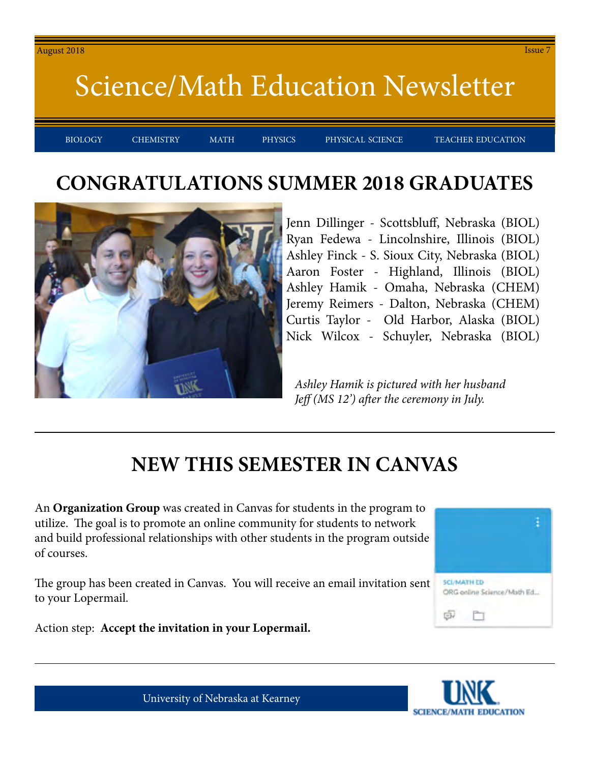August 2018 Issue 7

# Science/Math Education Newsletter

BIOLOGY | CHEMISTRY | MATH | PHYSICS | PHYSICAL SCIENCE | TEACHER EDUCATION

## CONGRATULATIONS SUMMER 2018 GRADUATES

Jenn Dillinger - Scottsbluff, Nebraska (BIOL)
Ryan Fedewa - Lincolnshire, Illinois (BIOL)
Ashley Finck - S. Sioux City, Nebraska (BIOL)
Aaron Foster - Highland, Illinois (BIOL)
Ashley Hamik - Omaha, Nebraska (CHEM)
Jeremy Reimers - Dalton, Nebraska (CHEM)
Curtis Taylor - Old Harbor, Alaska (BIOL)
Nick Wilcox - Schuyler, Nebraska (BIOL)

*Ashley Hamik is pictured with her husband Jeff (MS 12') after the ceremony in July.*

## NEW THIS SEMESTER IN CANVAS

An **Organization Group** was created in Canvas for students in the program to utilize. The goal is to promote an online community for students to network and build professional relationships with other students in the program outside of courses.

The group has been created in Canvas. You will receive an email invitation sent to your Lopermail.

Action step: **Accept the invitation in your Lopermail.**

SCI/MATH ED
ORG online Science/Math Ed...

University of Nebraska at Kearney

UNK SCIENCE/MATH EDUCATION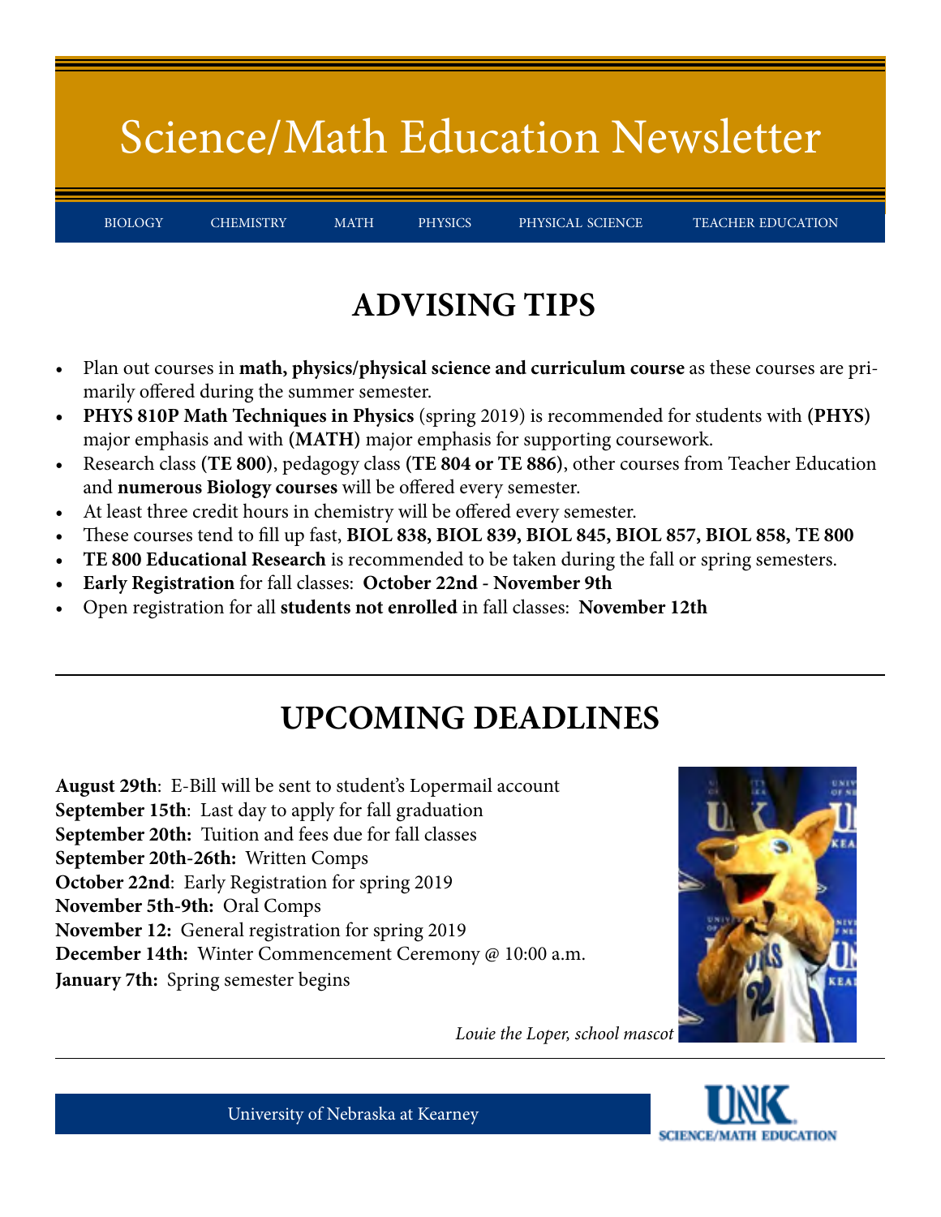# Science/Math Education Newsletter

BIOLOGY | CHEMISTRY | MATH | PHYSICS | PHYSICAL SCIENCE | TEACHER EDUCATION

## ADVISING TIPS

- Plan out courses in **math, physics/physical science and curriculum course** as these courses are primarily offered during the summer semester.
- **PHYS 810P Math Techniques in Physics** (spring 2019) is recommended for students with **(PHYS)** major emphasis and with **(MATH)** major emphasis for supporting coursework.
- Research class **(TE 800)**, pedagogy class **(TE 804 or TE 886)**, other courses from Teacher Education and **numerous Biology courses** will be offered every semester.
- At least three credit hours in chemistry will be offered every semester.
- These courses tend to fill up fast, **BIOL 838, BIOL 839, BIOL 845, BIOL 857, BIOL 858, TE 800**
- **TE 800 Educational Research** is recommended to be taken during the fall or spring semesters.
- **Early Registration** for fall classes: **October 22nd - November 9th**
- Open registration for all **students not enrolled** in fall classes: **November 12th**

## UPCOMING DEADLINES

**August 29th**: E-Bill will be sent to student's Lopermail account
**September 15th**: Last day to apply for fall graduation
**September 20th:** Tuition and fees due for fall classes
**September 20th-26th:** Written Comps
**October 22nd**: Early Registration for spring 2019
**November 5th-9th:** Oral Comps
**November 12:** General registration for spring 2019
**December 14th:** Winter Commencement Ceremony @ 10:00 a.m.
**January 7th:** Spring semester begins

*Louie the Loper, school mascot*

University of Nebraska at Kearney

UNK SCIENCE/MATH EDUCATION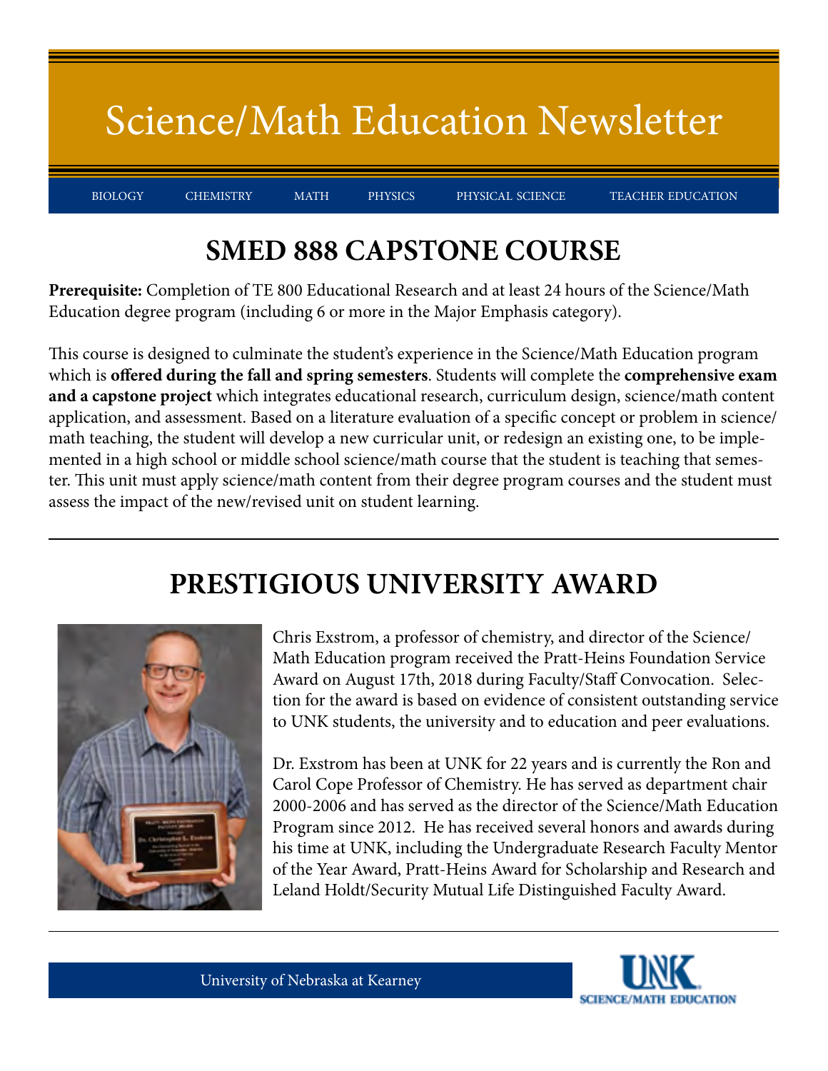# Science/Math Education Newsletter

BIOLOGY CHEMISTRY MATH PHYSICS PHYSICAL SCIENCE TEACHER EDUCATION

## SMED 888 CAPSTONE COURSE

**Prerequisite:** Completion of TE 800 Educational Research and at least 24 hours of the Science/Math Education degree program (including 6 or more in the Major Emphasis category).

This course is designed to culminate the student's experience in the Science/Math Education program which is **offered during the fall and spring semesters**. Students will complete the **comprehensive exam and a capstone project** which integrates educational research, curriculum design, science/math content application, and assessment. Based on a literature evaluation of a specific concept or problem in science/math teaching, the student will develop a new curricular unit, or redesign an existing one, to be implemented in a high school or middle school science/math course that the student is teaching that semester. This unit must apply science/math content from their degree program courses and the student must assess the impact of the new/revised unit on student learning.

---

## PRESTIGIOUS UNIVERSITY AWARD

Chris Exstrom, a professor of chemistry, and director of the Science/Math Education program received the Pratt-Heins Foundation Service Award on August 17th, 2018 during Faculty/Staff Convocation. Selection for the award is based on evidence of consistent outstanding service to UNK students, the university and to education and peer evaluations.

Dr. Exstrom has been at UNK for 22 years and is currently the Ron and Carol Cope Professor of Chemistry. He has served as department chair 2000-2006 and has served as the director of the Science/Math Education Program since 2012. He has received several honors and awards during his time at UNK, including the Undergraduate Research Faculty Mentor of the Year Award, Pratt-Heins Award for Scholarship and Research and Leland Holdt/Security Mutual Life Distinguished Faculty Award.

---

University of Nebraska at Kearney

UNK SCIENCE/MATH EDUCATION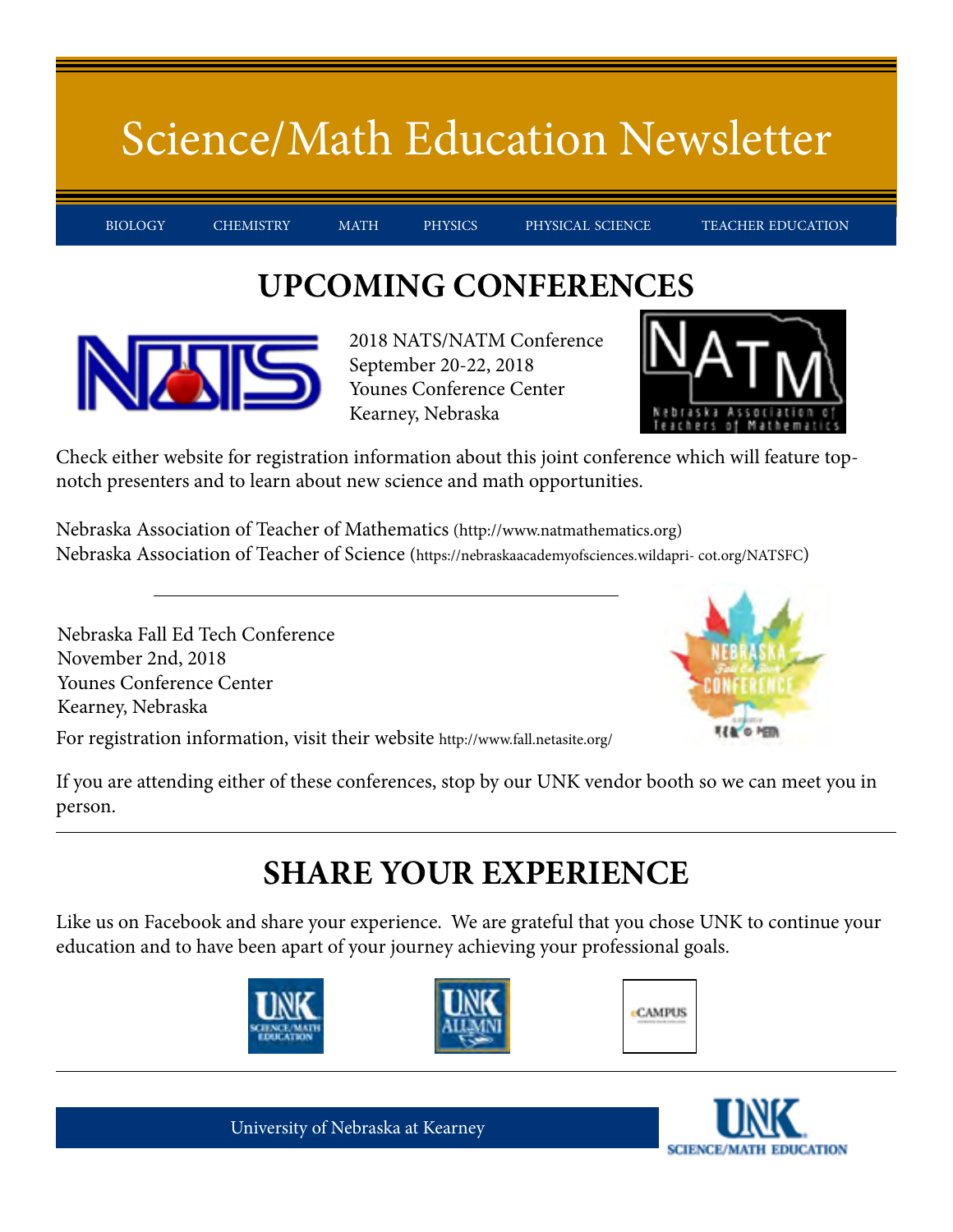# Science/Math Education Newsletter

BIOLOGY CHEMISTRY MATH PHYSICS PHYSICAL SCIENCE TEACHER EDUCATION

## UPCOMING CONFERENCES

2018 NATS/NATM Conference
September 20-22, 2018
Younes Conference Center
Kearney, Nebraska

Check either website for registration information about this joint conference which will feature top-notch presenters and to learn about new science and math opportunities.

Nebraska Association of Teacher of Mathematics (http://www.natmathematics.org)
Nebraska Association of Teacher of Science (https://nebraskaacademyofsciences.wildapri- cot.org/NATSFC)

---

Nebraska Fall Ed Tech Conference
November 2nd, 2018
Younes Conference Center
Kearney, Nebraska

For registration information, visit their website http://www.fall.netasite.org/

If you are attending either of these conferences, stop by our UNK vendor booth so we can meet you in person.

---

## SHARE YOUR EXPERIENCE

Like us on Facebook and share your experience. We are grateful that you chose UNK to continue your education and to have been apart of your journey achieving your professional goals.

University of Nebraska at Kearney